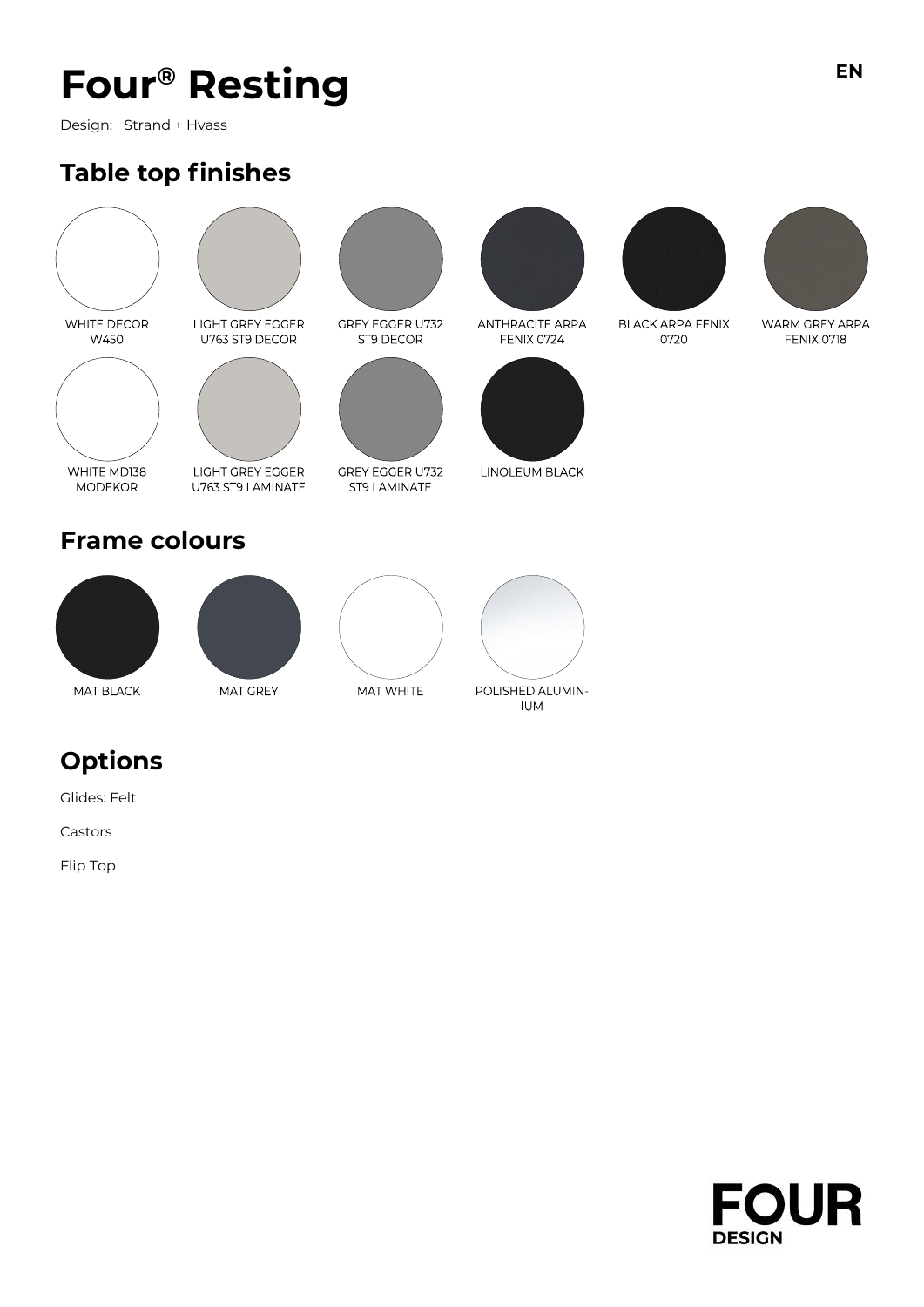# Four® Resting

Design: Strand + Hvass

## Table top finishes

WHITE DECOR W450

LIGHT GREY EGGER U763 ST9 DECOR

GREY EGGER U732 ST9 DECOR

ANTHRACITE ARPA FENIX 0724

BLACK ARPA FENIX 0720

WARM GREY ARPA FENIX 0718

WHITE MD138 MODEKOR

LIGHT GREY EGGER U763 ST9 LAMINATE

GREY EGGER U732 ST9 LAMINATE

LINOLEUM BLACK

## Frame colours

MAT BLACK

MAT GREY

MAT WHITE

POLISHED ALUMINIUM

## Options

Glides: Felt

Castors

Flip Top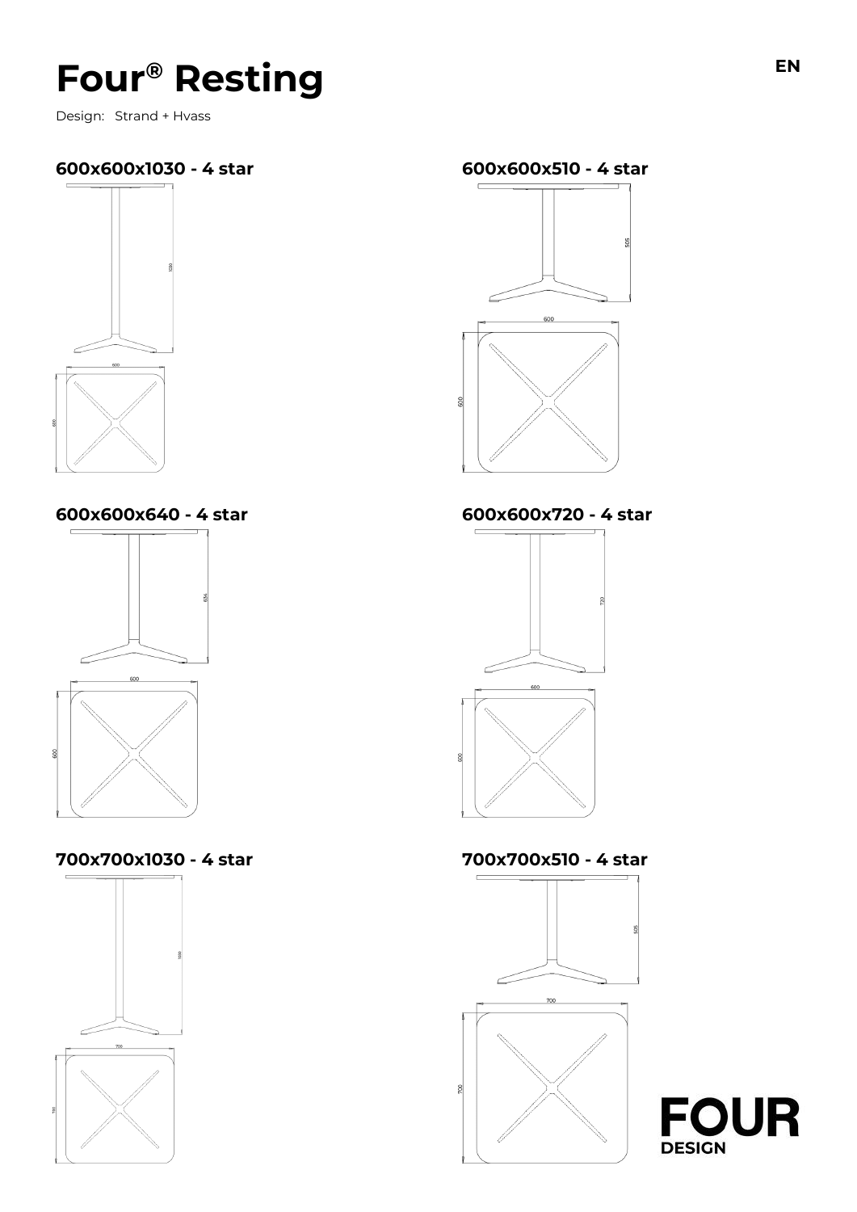# Four® Resting

Design: Strand + Hvass

### 600x600x1030 - 4 star

1030

600

600

### 600x600x510 - 4 star

505

600

600

### 600x600x640 - 4 star

634

600

600

### 600x600x720 - 4 star

720

600

600

### 700x700x1030 - 4 star

1030

700

700

### 700x700x510 - 4 star

505

700

700

FOUR DESIGN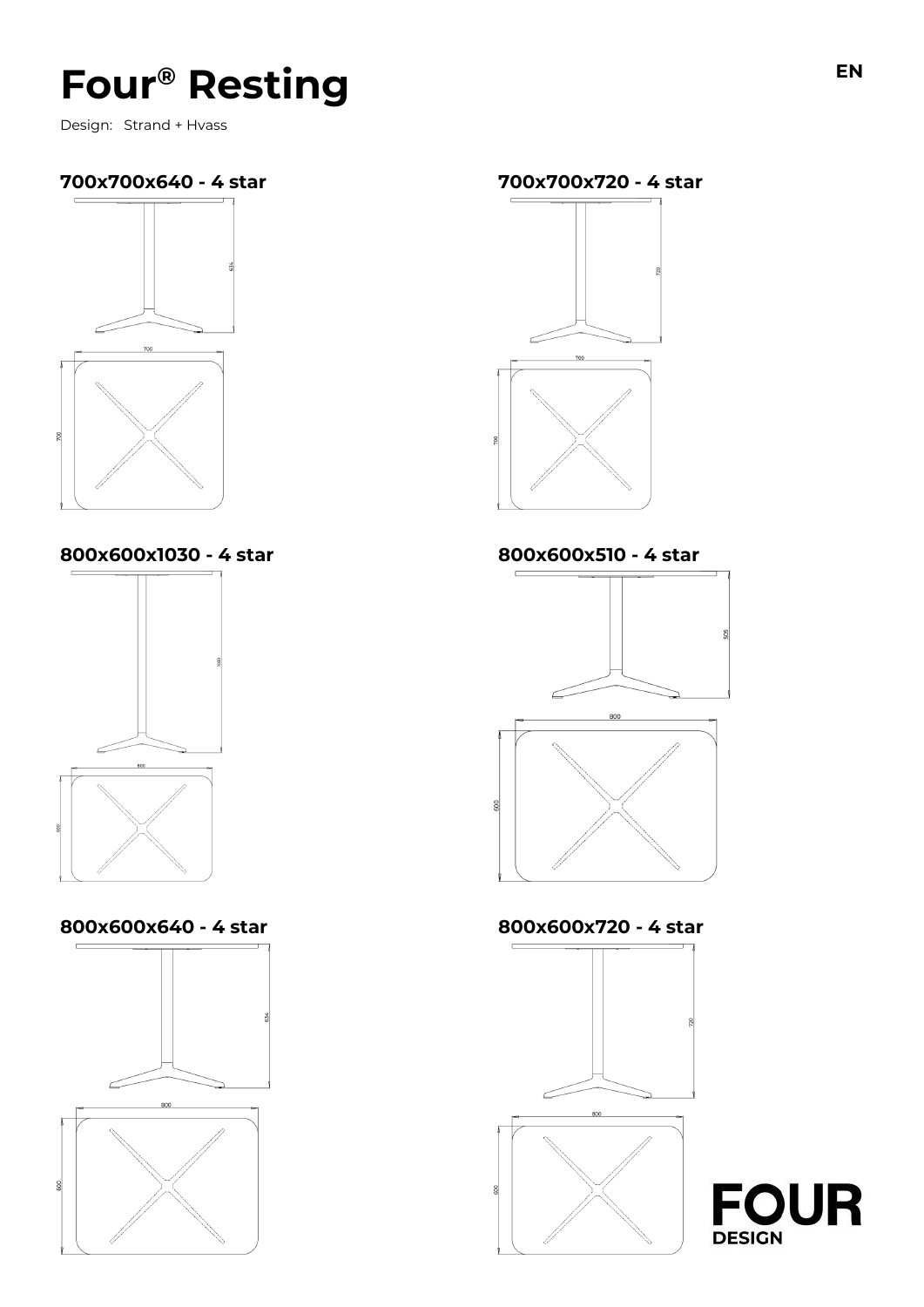# Four® Resting

Design: Strand + Hvass

### 700x700x640 - 4 star

634

700

700

### 700x700x720 - 4 star

720

700

700

### 800x600x1030 - 4 star

1030

800

600

### 800x600x510 - 4 star

505

800

600

### 800x600x640 - 4 star

634

800

600

### 800x600x720 - 4 star

720

800

600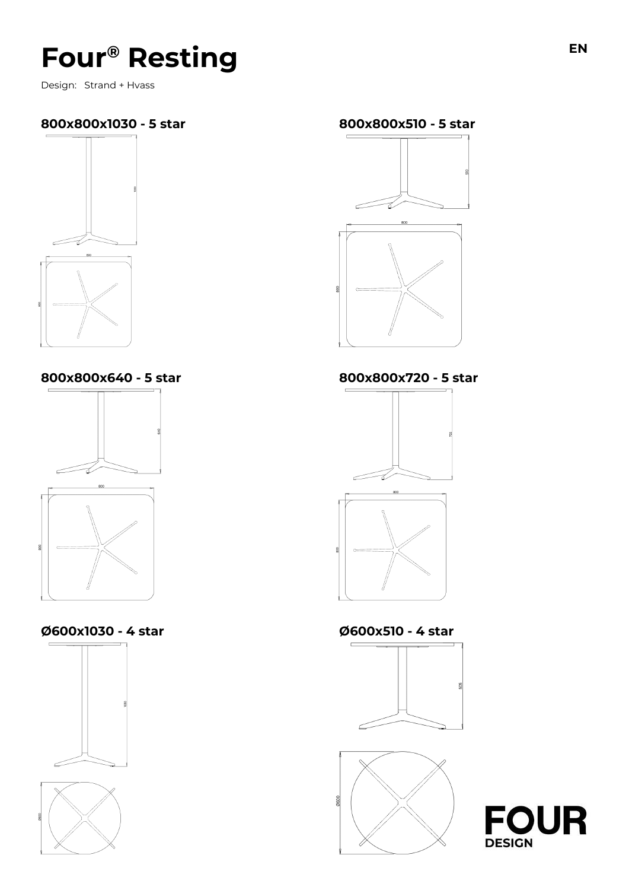# Four® Resting

Design: Strand + Hvass

### 800x800x1030 - 5 star

### 800x800x510 - 5 star

### 800x800x640 - 5 star

### 800x800x720 - 5 star

### Ø600x1030 - 4 star

### Ø600x510 - 4 star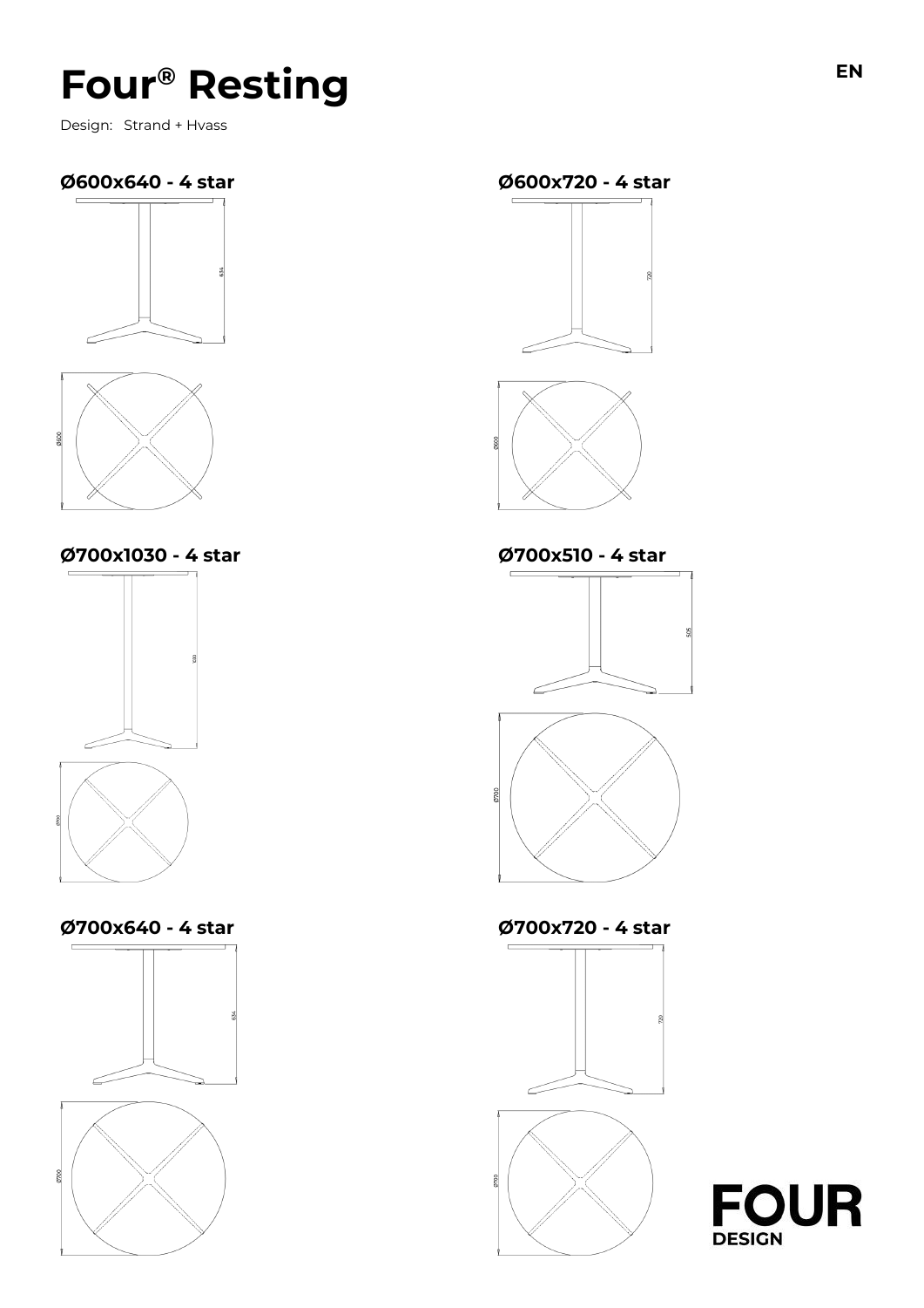# Four® Resting

EN

Design: Strand + Hvass

### Ø600x640 - 4 star

634

Ø600

### Ø600x720 - 4 star

720

Ø600

### Ø700x1030 - 4 star

1030

Ø700

### Ø700x510 - 4 star

505

Ø700

### Ø700x640 - 4 star

634

Ø700

### Ø700x720 - 4 star

720

Ø700

FOUR DESIGN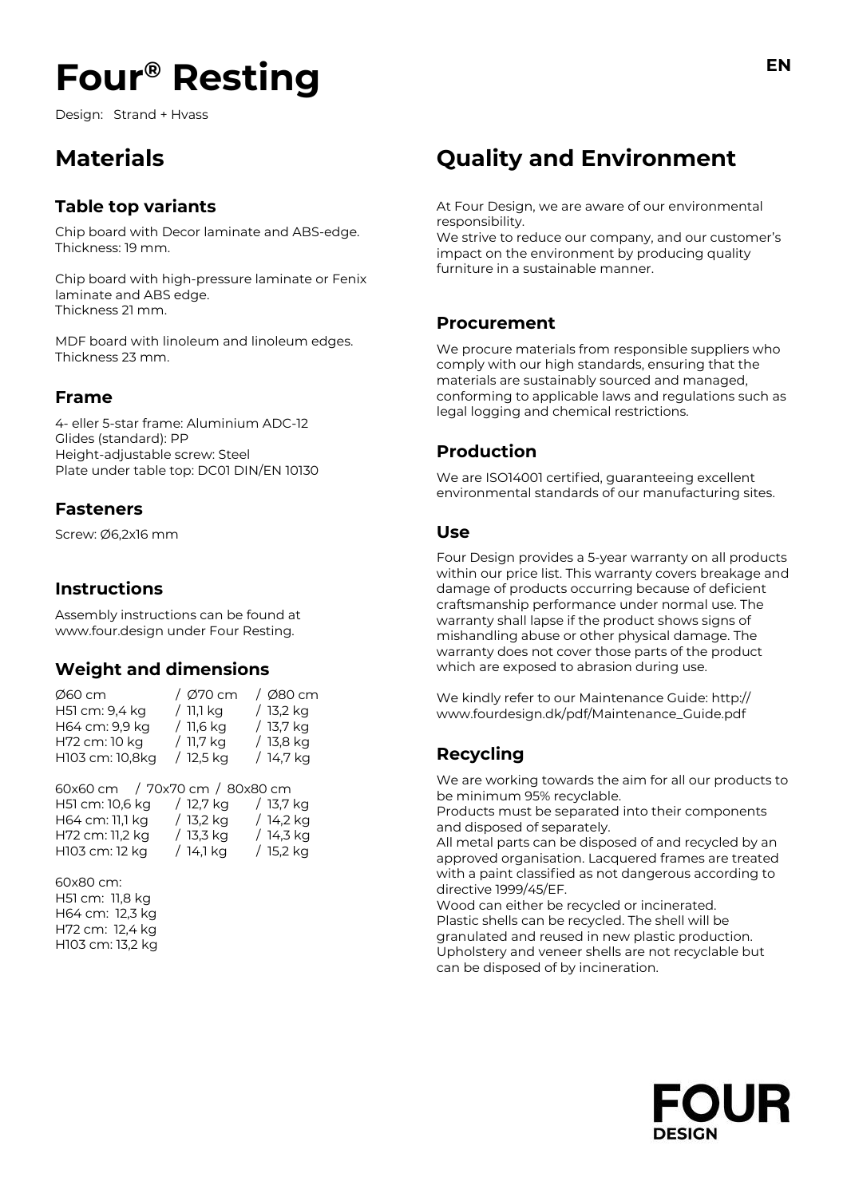# Four® Resting

EN

Design: Strand + Hvass

## Materials

### Table top variants

Chip board with Decor laminate and ABS-edge.
Thickness: 19 mm.

Chip board with high-pressure laminate or Fenix laminate and ABS edge.
Thickness 21 mm.

MDF board with linoleum and linoleum edges.
Thickness 23 mm.

### Frame

4- eller 5-star frame: Aluminium ADC-12
Glides (standard): PP
Height-adjustable screw: Steel
Plate under table top: DC01 DIN/EN 10130

### Fasteners

Screw: Ø6,2x16 mm

### Instructions

Assembly instructions can be found at www.four.design under Four Resting.

### Weight and dimensions

| Ø60 cm | / Ø70 cm | / Ø80 cm |
|---|---|---|
| H51 cm: 9,4 kg | / 11,1 kg | / 13,2 kg |
| H64 cm: 9,9 kg | / 11,6 kg | / 13,7 kg |
| H72 cm: 10 kg | / 11,7 kg | / 13,8 kg |
| H103 cm: 10,8kg | / 12,5 kg | / 14,7 kg |

| 60x60 cm | / 70x70 cm | / 80x80 cm |
|---|---|---|
| H51 cm: 10,6 kg | / 12,7 kg | / 13,7 kg |
| H64 cm: 11,1 kg | / 13,2 kg | / 14,2 kg |
| H72 cm: 11,2 kg | / 13,3 kg | / 14,3 kg |
| H103 cm: 12 kg | / 14,1 kg | / 15,2 kg |

60x80 cm:
H51 cm: 11,8 kg
H64 cm: 12,3 kg
H72 cm: 12,4 kg
H103 cm: 13,2 kg

## Quality and Environment

At Four Design, we are aware of our environmental responsibility.
We strive to reduce our company, and our customer's impact on the environment by producing quality furniture in a sustainable manner.

### Procurement

We procure materials from responsible suppliers who comply with our high standards, ensuring that the materials are sustainably sourced and managed, conforming to applicable laws and regulations such as legal logging and chemical restrictions.

### Production

We are ISO14001 certified, guaranteeing excellent environmental standards of our manufacturing sites.

### Use

Four Design provides a 5-year warranty on all products within our price list. This warranty covers breakage and damage of products occurring because of deficient craftsmanship performance under normal use. The warranty shall lapse if the product shows signs of mishandling abuse or other physical damage. The warranty does not cover those parts of the product which are exposed to abrasion during use.

We kindly refer to our Maintenance Guide: http://www.fourdesign.dk/pdf/Maintenance_Guide.pdf

### Recycling

We are working towards the aim for all our products to be minimum 95% recyclable.
Products must be separated into their components and disposed of separately.
All metal parts can be disposed of and recycled by an approved organisation. Lacquered frames are treated with a paint classified as not dangerous according to directive 1999/45/EF.
Wood can either be recycled or incinerated.
Plastic shells can be recycled. The shell will be granulated and reused in new plastic production.
Upholstery and veneer shells are not recyclable but can be disposed of by incineration.

FOUR DESIGN